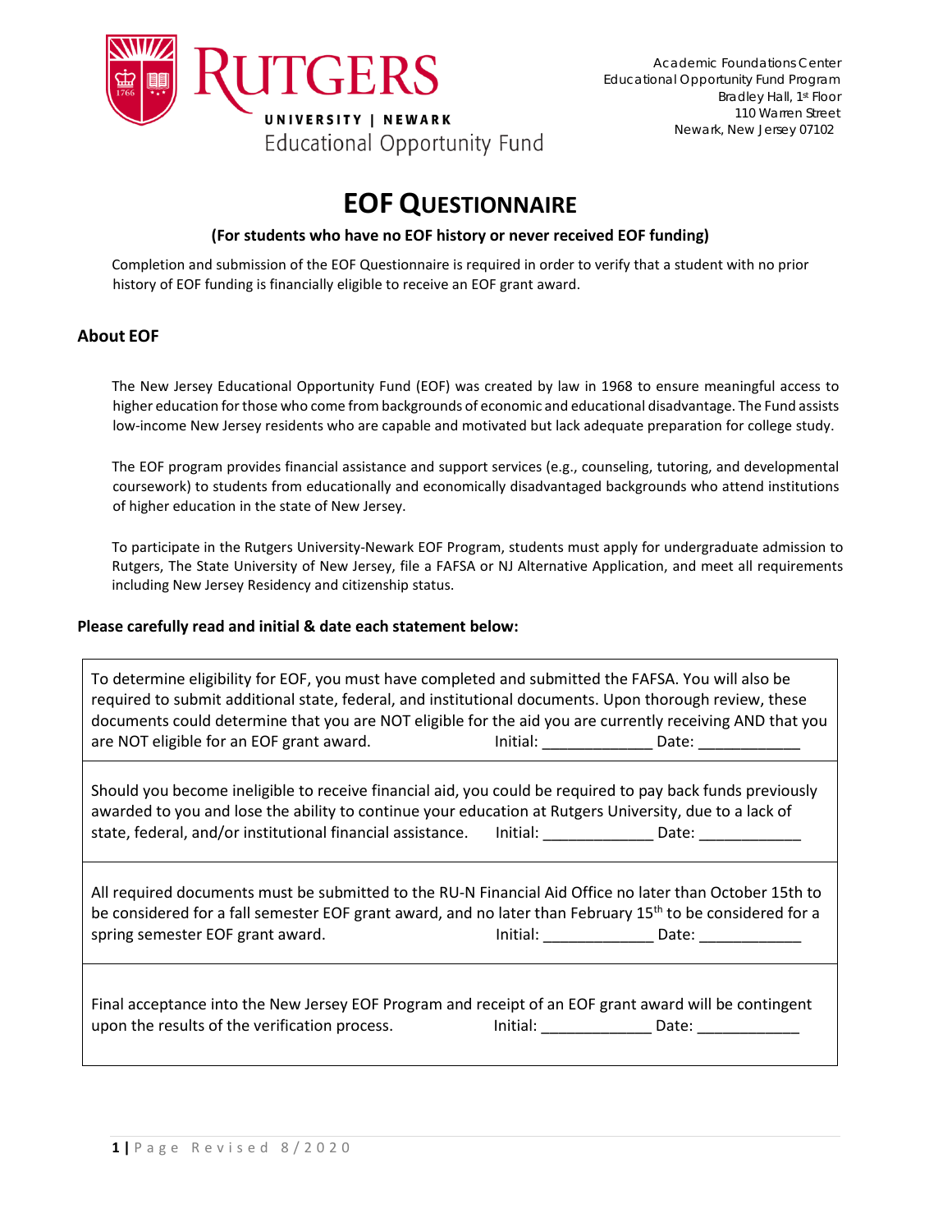Rutgers University | Newark
Educational Opportunity Fund

Academic Foundations Center
Educational Opportunity Fund Program
Bradley Hall, 1st Floor
110 Warren Street
Newark, New Jersey 07102

# EOF QUESTIONNAIRE

**(For students who have no EOF history or never received EOF funding)**

Completion and submission of the EOF Questionnaire is required in order to verify that a student with no prior history of EOF funding is financially eligible to receive an EOF grant award.

## About EOF

The New Jersey Educational Opportunity Fund (EOF) was created by law in 1968 to ensure meaningful access to higher education for those who come from backgrounds of economic and educational disadvantage. The Fund assists low-income New Jersey residents who are capable and motivated but lack adequate preparation for college study.

The EOF program provides financial assistance and support services (e.g., counseling, tutoring, and developmental coursework) to students from educationally and economically disadvantaged backgrounds who attend institutions of higher education in the state of New Jersey.

To participate in the Rutgers University-Newark EOF Program, students must apply for undergraduate admission to Rutgers, The State University of New Jersey, file a FAFSA or NJ Alternative Application, and meet all requirements including New Jersey Residency and citizenship status.

**Please carefully read and initial & date each statement below:**

| |
|---|
| To determine eligibility for EOF, you must have completed and submitted the FAFSA. You will also be required to submit additional state, federal, and institutional documents. Upon thorough review, these documents could determine that you are NOT eligible for the aid you are currently receiving AND that you are NOT eligible for an EOF grant award. Initial: _____________ Date: ____________ |
| Should you become ineligible to receive financial aid, you could be required to pay back funds previously awarded to you and lose the ability to continue your education at Rutgers University, due to a lack of state, federal, and/or institutional financial assistance. Initial: _____________ Date: ____________ |
| All required documents must be submitted to the RU-N Financial Aid Office no later than October 15th to be considered for a fall semester EOF grant award, and no later than February 15th to be considered for a spring semester EOF grant award. Initial: _____________ Date: ____________ |
| Final acceptance into the New Jersey EOF Program and receipt of an EOF grant award will be contingent upon the results of the verification process. Initial: _____________ Date: ____________ |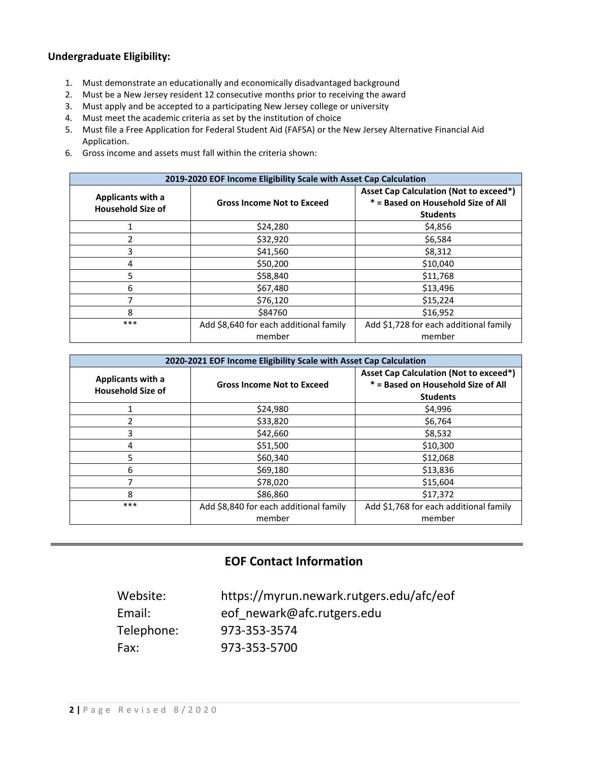### Undergraduate Eligibility:

1. Must demonstrate an educationally and economically disadvantaged background
2. Must be a New Jersey resident 12 consecutive months prior to receiving the award
3. Must apply and be accepted to a participating New Jersey college or university
4. Must meet the academic criteria as set by the institution of choice
5. Must file a Free Application for Federal Student Aid (FAFSA) or the New Jersey Alternative Financial Aid Application.
6. Gross income and assets must fall within the criteria shown:

| 2019-2020 EOF Income Eligibility Scale with Asset Cap Calculation | | |
|---|---|---|
| **Applicants with a Household Size of** | **Gross Income Not to Exceed** | **Asset Cap Calculation (Not to exceed*) * = Based on Household Size of All Students** |
| 1 | $24,280 | $4,856 |
| 2 | $32,920 | $6,584 |
| 3 | $41,560 | $8,312 |
| 4 | $50,200 | $10,040 |
| 5 | $58,840 | $11,768 |
| 6 | $67,480 | $13,496 |
| 7 | $76,120 | $15,224 |
| 8 | $84760 | $16,952 |
| *** | Add $8,640 for each additional family member | Add $1,728 for each additional family member |

| 2020-2021 EOF Income Eligibility Scale with Asset Cap Calculation | | |
|---|---|---|
| **Applicants with a Household Size of** | **Gross Income Not to Exceed** | **Asset Cap Calculation (Not to exceed*) * = Based on Household Size of All Students** |
| 1 | $24,980 | $4,996 |
| 2 | $33,820 | $6,764 |
| 3 | $42,660 | $8,532 |
| 4 | $51,500 | $10,300 |
| 5 | $60,340 | $12,068 |
| 6 | $69,180 | $13,836 |
| 7 | $78,020 | $15,604 |
| 8 | $86,860 | $17,372 |
| *** | Add $8,840 for each additional family member | Add $1,768 for each additional family member |

---

## EOF Contact Information

Website: https://myrun.newark.rutgers.edu/afc/eof
Email: eof_newark@afc.rutgers.edu
Telephone: 973-353-3574
Fax: 973-353-5700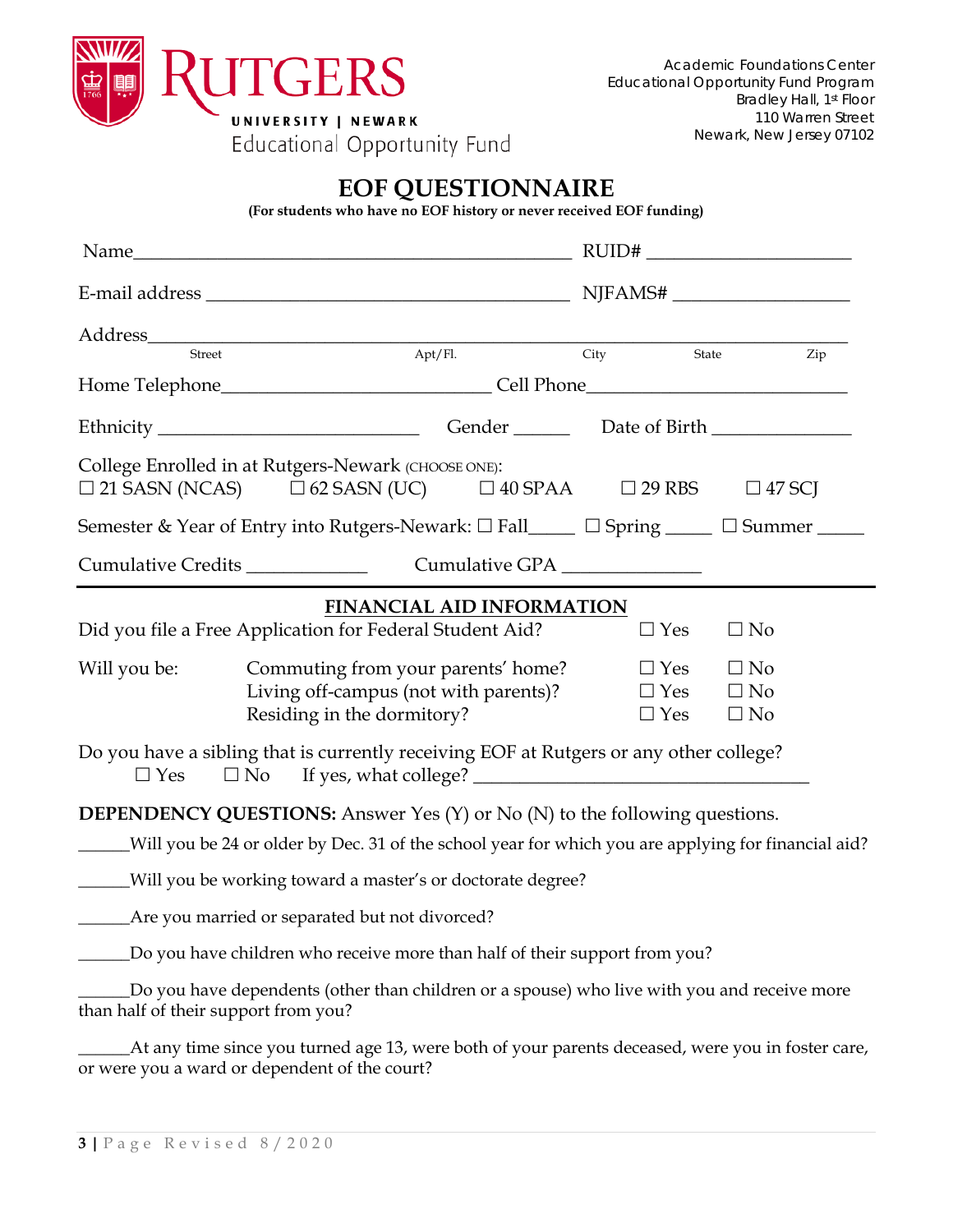RUTGERS
UNIVERSITY | NEWARK
Educational Opportunity Fund

Academic Foundations Center
Educational Opportunity Fund Program
Bradley Hall, 1st Floor
110 Warren Street
Newark, New Jersey 07102

# EOF QUESTIONNAIRE

**(For students who have no EOF history or never received EOF funding)**

Name_______________________________________________ RUID# ______________________

E-mail address ________________________________________ NJFAMS# ___________________

Address_____________________________________________________________________
Street Apt/Fl. City State Zip

Home Telephone___________________________ Cell Phone____________________________

Ethnicity ____________________________ Gender ______ Date of Birth _______________

College Enrolled in at Rutgers-Newark (CHOOSE ONE):
☐ 21 SASN (NCAS) ☐ 62 SASN (UC) ☐ 40 SPAA ☐ 29 RBS ☐ 47 SCJ

Semester & Year of Entry into Rutgers-Newark: ☐ Fall_____ ☐ Spring _____ ☐ Summer _____

Cumulative Credits _____________ Cumulative GPA _______________

---

## FINANCIAL AID INFORMATION

Did you file a Free Application for Federal Student Aid? ☐ Yes ☐ No

Will you be:
- Commuting from your parents' home? ☐ Yes ☐ No
- Living off-campus (not with parents)? ☐ Yes ☐ No
- Residing in the dormitory? ☐ Yes ☐ No

Do you have a sibling that is currently receiving EOF at Rutgers or any other college?
☐ Yes ☐ No If yes, what college? ____________________________________

**DEPENDENCY QUESTIONS:** Answer Yes (Y) or No (N) to the following questions.

______Will you be 24 or older by Dec. 31 of the school year for which you are applying for financial aid?

______Will you be working toward a master's or doctorate degree?

______Are you married or separated but not divorced?

______Do you have children who receive more than half of their support from you?

______Do you have dependents (other than children or a spouse) who live with you and receive more than half of their support from you?

______At any time since you turned age 13, were both of your parents deceased, were you in foster care, or were you a ward or dependent of the court?

Revised 8/2020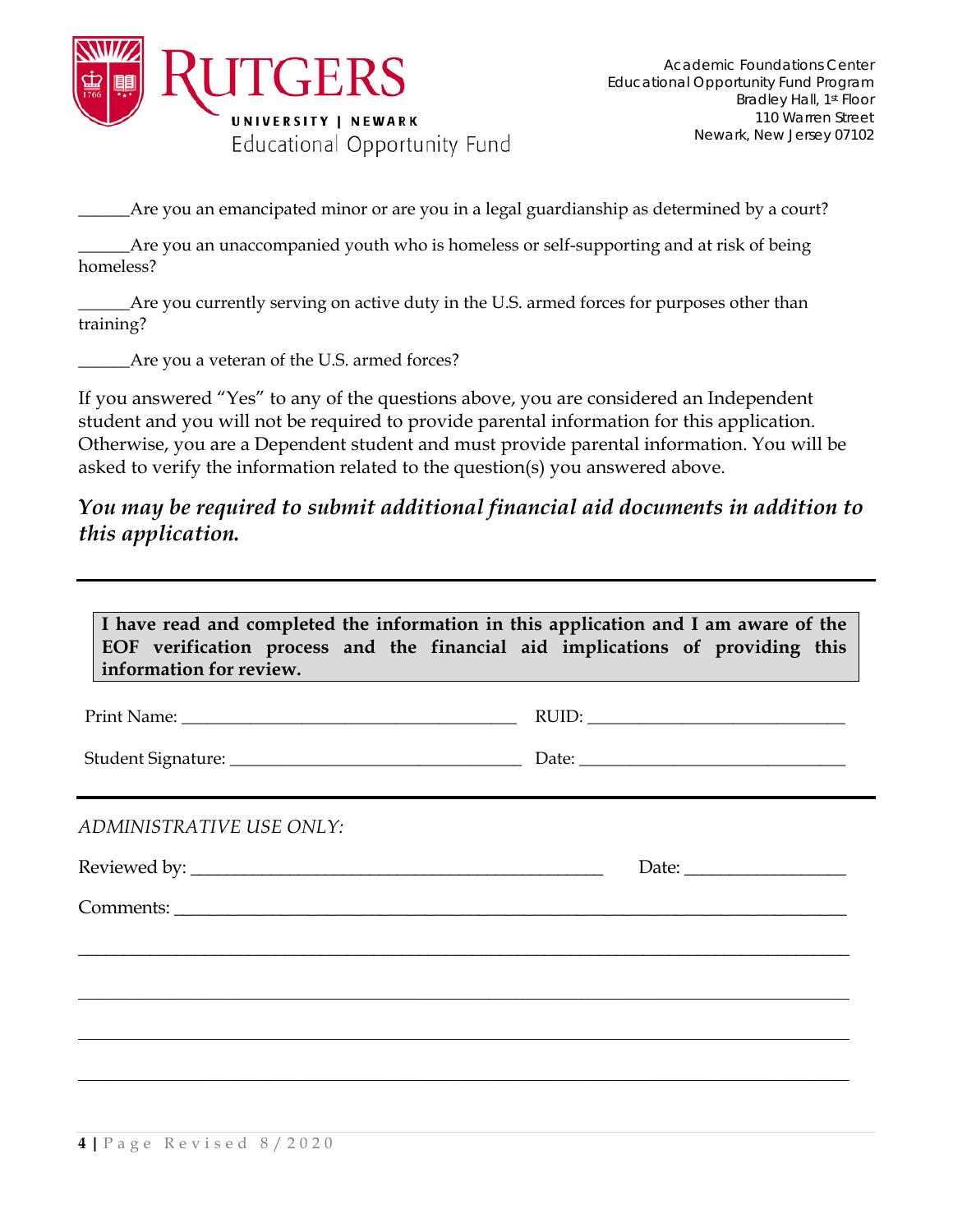Rutgers University | Newark
Educational Opportunity Fund

Academic Foundations Center
Educational Opportunity Fund Program
Bradley Hall, 1st Floor
110 Warren Street
Newark, New Jersey 07102

______Are you an emancipated minor or are you in a legal guardianship as determined by a court?

______Are you an unaccompanied youth who is homeless or self-supporting and at risk of being homeless?

______Are you currently serving on active duty in the U.S. armed forces for purposes other than training?

______Are you a veteran of the U.S. armed forces?

If you answered "Yes" to any of the questions above, you are considered an Independent student and you will not be required to provide parental information for this application. Otherwise, you are a Dependent student and must provide parental information. You will be asked to verify the information related to the question(s) you answered above.

***You may be required to submit additional financial aid documents in addition to this application.***

---

**I have read and completed the information in this application and I am aware of the EOF verification process and the financial aid implications of providing this information for review.**

Print Name: ______________________________ RUID: ______________________

Student Signature: __________________________ Date: ______________________

---

*ADMINISTRATIVE USE ONLY:*

Reviewed by: ____________________________________ Date: _______________

Comments: _______________________________________________________________

_________________________________________________________________________

_________________________________________________________________________

_________________________________________________________________________

_________________________________________________________________________

Revised 8/2020